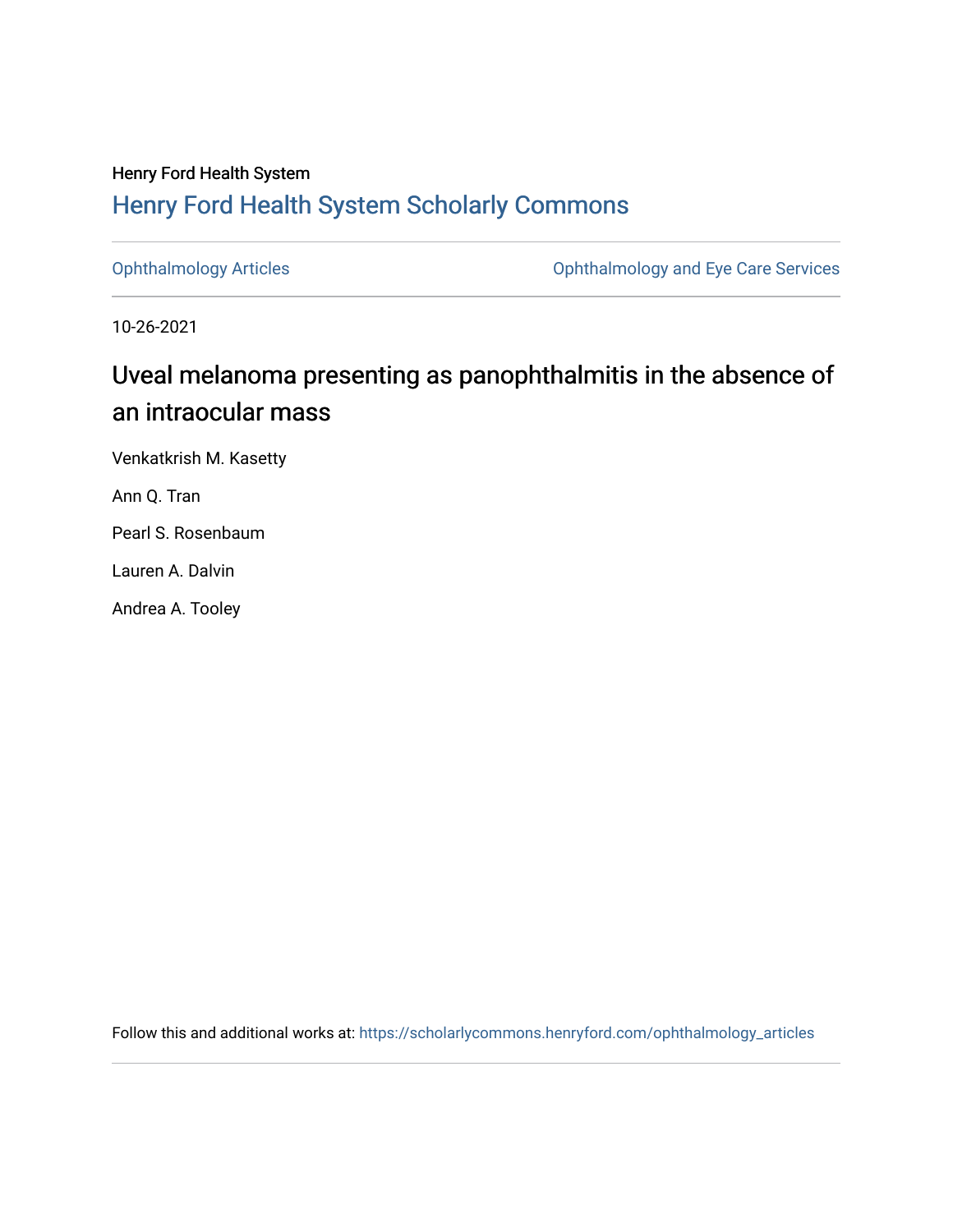Henry Ford Health System

## Henry Ford Health System Scholarly Commons

Ophthalmology Articles | Ophthalmology and Eye Care Services

10-26-2021

# Uveal melanoma presenting as panophthalmitis in the absence of an intraocular mass

Venkatkrish M. Kasetty

Ann Q. Tran

Pearl S. Rosenbaum

Lauren A. Dalvin

Andrea A. Tooley

Follow this and additional works at: https://scholarlycommons.henryford.com/ophthalmology_articles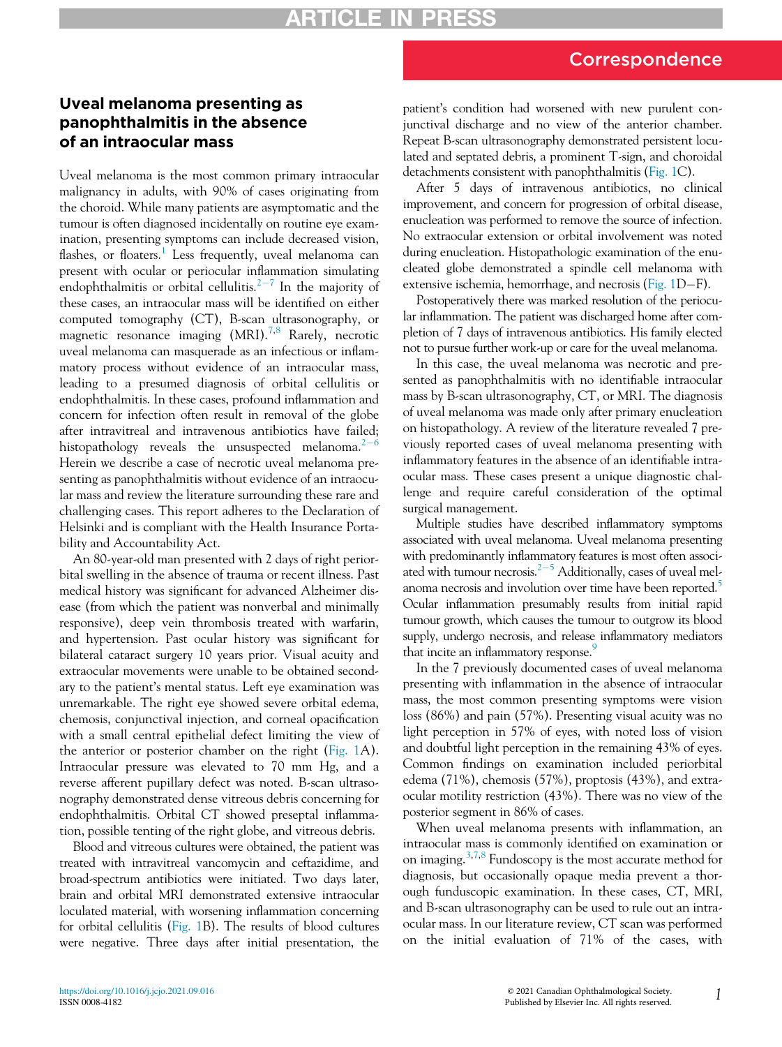# Correspondence

## Uveal melanoma presenting as panophthalmitis in the absence of an intraocular mass

Uveal melanoma is the most common primary intraocular malignancy in adults, with 90% of cases originating from the choroid. While many patients are asymptomatic and the tumour is often diagnosed incidentally on routine eye examination, presenting symptoms can include decreased vision, flashes, or floaters.[1] Less frequently, uveal melanoma can present with ocular or periocular inflammation simulating endophthalmitis or orbital cellulitis.[2−7] In the majority of these cases, an intraocular mass will be identified on either computed tomography (CT), B-scan ultrasonography, or magnetic resonance imaging (MRI).[7,8] Rarely, necrotic uveal melanoma can masquerade as an infectious or inflammatory process without evidence of an intraocular mass, leading to a presumed diagnosis of orbital cellulitis or endophthalmitis. In these cases, profound inflammation and concern for infection often result in removal of the globe after intravitreal and intravenous antibiotics have failed; histopathology reveals the unsuspected melanoma.[2−6] Herein we describe a case of necrotic uveal melanoma presenting as panophthalmitis without evidence of an intraocular mass and review the literature surrounding these rare and challenging cases. This report adheres to the Declaration of Helsinki and is compliant with the Health Insurance Portability and Accountability Act.

An 80-year-old man presented with 2 days of right periorbital swelling in the absence of trauma or recent illness. Past medical history was significant for advanced Alzheimer disease (from which the patient was nonverbal and minimally responsive), deep vein thrombosis treated with warfarin, and hypertension. Past ocular history was significant for bilateral cataract surgery 10 years prior. Visual acuity and extraocular movements were unable to be obtained secondary to the patient's mental status. Left eye examination was unremarkable. The right eye showed severe orbital edema, chemosis, conjunctival injection, and corneal opacification with a small central epithelial defect limiting the view of the anterior or posterior chamber on the right (Fig. 1A). Intraocular pressure was elevated to 70 mm Hg, and a reverse afferent pupillary defect was noted. B-scan ultrasonography demonstrated dense vitreous debris concerning for endophthalmitis. Orbital CT showed preseptal inflammation, possible tenting of the right globe, and vitreous debris.

Blood and vitreous cultures were obtained, the patient was treated with intravitreal vancomycin and ceftazidime, and broad-spectrum antibiotics were initiated. Two days later, brain and orbital MRI demonstrated extensive intraocular loculated material, with worsening inflammation concerning for orbital cellulitis (Fig. 1B). The results of blood cultures were negative. Three days after initial presentation, the patient's condition had worsened with new purulent conjunctival discharge and no view of the anterior chamber. Repeat B-scan ultrasonography demonstrated persistent loculated and septated debris, a prominent T-sign, and choroidal detachments consistent with panophthalmitis (Fig. 1C).

After 5 days of intravenous antibiotics, no clinical improvement, and concern for progression of orbital disease, enucleation was performed to remove the source of infection. No extraocular extension or orbital involvement was noted during enucleation. Histopathologic examination of the enucleated globe demonstrated a spindle cell melanoma with extensive ischemia, hemorrhage, and necrosis (Fig. 1D−F).

Postoperatively there was marked resolution of the periocular inflammation. The patient was discharged home after completion of 7 days of intravenous antibiotics. His family elected not to pursue further work-up or care for the uveal melanoma.

In this case, the uveal melanoma was necrotic and presented as panophthalmitis with no identifiable intraocular mass by B-scan ultrasonography, CT, or MRI. The diagnosis of uveal melanoma was made only after primary enucleation on histopathology. A review of the literature revealed 7 previously reported cases of uveal melanoma presenting with inflammatory features in the absence of an identifiable intraocular mass. These cases present a unique diagnostic challenge and require careful consideration of the optimal surgical management.

Multiple studies have described inflammatory symptoms associated with uveal melanoma. Uveal melanoma presenting with predominantly inflammatory features is most often associated with tumour necrosis.[2−5] Additionally, cases of uveal melanoma necrosis and involution over time have been reported.[5] Ocular inflammation presumably results from initial rapid tumour growth, which causes the tumour to outgrow its blood supply, undergo necrosis, and release inflammatory mediators that incite an inflammatory response.[9]

In the 7 previously documented cases of uveal melanoma presenting with inflammation in the absence of intraocular mass, the most common presenting symptoms were vision loss (86%) and pain (57%). Presenting visual acuity was no light perception in 57% of eyes, with noted loss of vision and doubtful light perception in the remaining 43% of eyes. Common findings on examination included periorbital edema (71%), chemosis (57%), proptosis (43%), and extraocular motility restriction (43%). There was no view of the posterior segment in 86% of cases.

When uveal melanoma presents with inflammation, an intraocular mass is commonly identified on examination or on imaging.[3,7,8] Fundoscopy is the most accurate method for diagnosis, but occasionally opaque media prevent a thorough funduscopic examination. In these cases, CT, MRI, and B-scan ultrasonography can be used to rule out an intraocular mass. In our literature review, CT scan was performed on the initial evaluation of 71% of the cases, with

https://doi.org/10.1016/j.jcjo.2021.09.016
ISSN 0008-4182

© 2021 Canadian Ophthalmological Society. Published by Elsevier Inc. All rights reserved.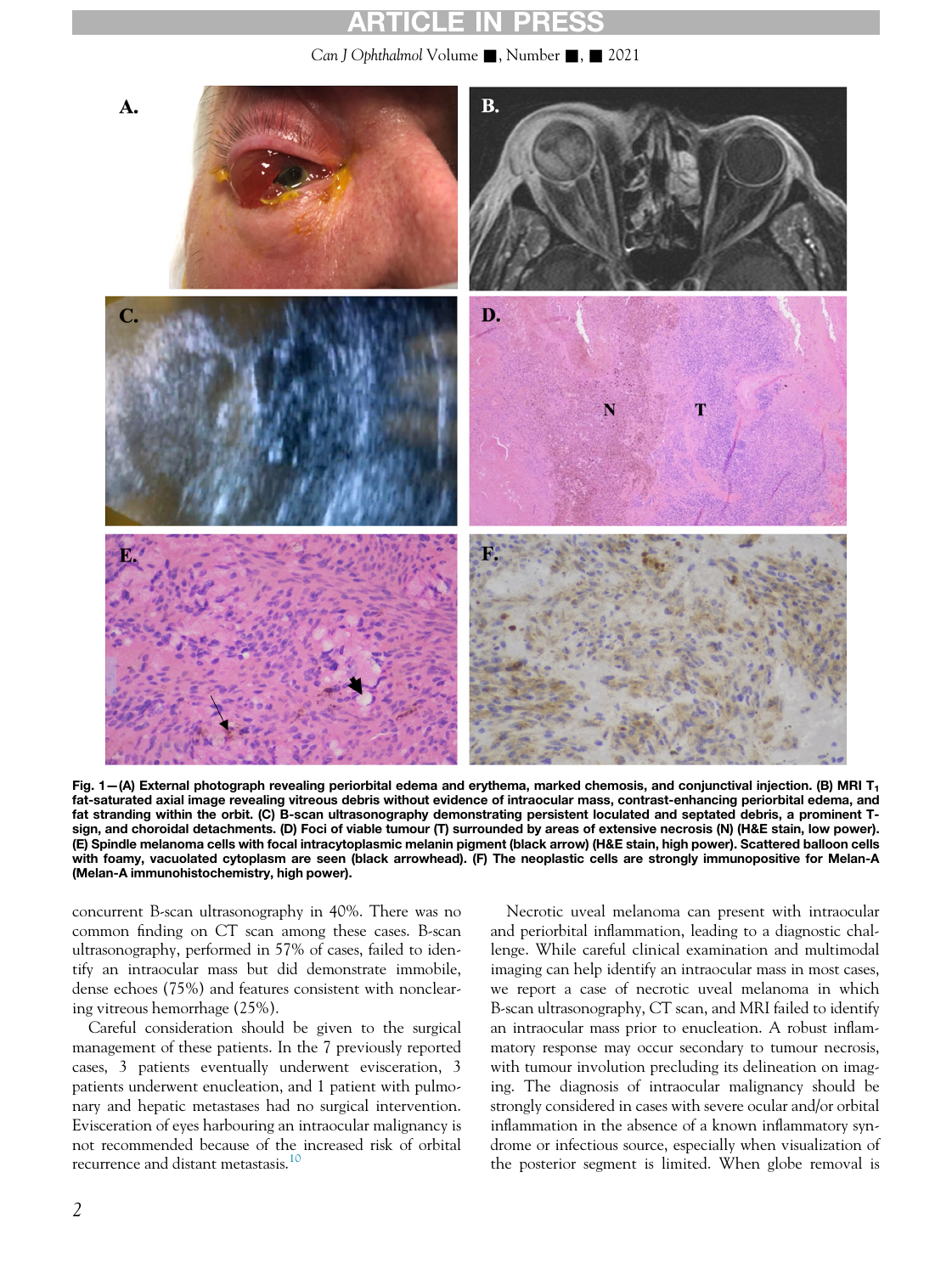Fig. 1—(A) External photograph revealing periorbital edema and erythema, marked chemosis, and conjunctival injection. (B) MRI $T_1$ fat-saturated axial image revealing vitreous debris without evidence of intraocular mass, contrast-enhancing periorbital edema, and fat stranding within the orbit. (C) B-scan ultrasonography demonstrating persistent loculated and septated debris, a prominent T-sign, and choroidal detachments. (D) Foci of viable tumour (T) surrounded by areas of extensive necrosis (N) (H&E stain, low power). (E) Spindle melanoma cells with focal intracytoplasmic melanin pigment (black arrow) (H&E stain, high power). Scattered balloon cells with foamy, vacuolated cytoplasm are seen (black arrowhead). (F) The neoplastic cells are strongly immunopositive for Melan-A (Melan-A immunohistochemistry, high power).

concurrent B-scan ultrasonography in 40%. There was no common finding on CT scan among these cases. B-scan ultrasonography, performed in 57% of cases, failed to identify an intraocular mass but did demonstrate immobile, dense echoes (75%) and features consistent with nonclearing vitreous hemorrhage (25%).

Careful consideration should be given to the surgical management of these patients. In the 7 previously reported cases, 3 patients eventually underwent evisceration, 3 patients underwent enucleation, and 1 patient with pulmonary and hepatic metastases had no surgical intervention. Evisceration of eyes harbouring an intraocular malignancy is not recommended because of the increased risk of orbital recurrence and distant metastasis.[10]

Necrotic uveal melanoma can present with intraocular and periorbital inflammation, leading to a diagnostic challenge. While careful clinical examination and multimodal imaging can help identify an intraocular mass in most cases, we report a case of necrotic uveal melanoma in which B-scan ultrasonography, CT scan, and MRI failed to identify an intraocular mass prior to enucleation. A robust inflammatory response may occur secondary to tumour necrosis, with tumour involution precluding its delineation on imaging. The diagnosis of intraocular malignancy should be strongly considered in cases with severe ocular and/or orbital inflammation in the absence of a known inflammatory syndrome or infectious source, especially when visualization of the posterior segment is limited. When globe removal is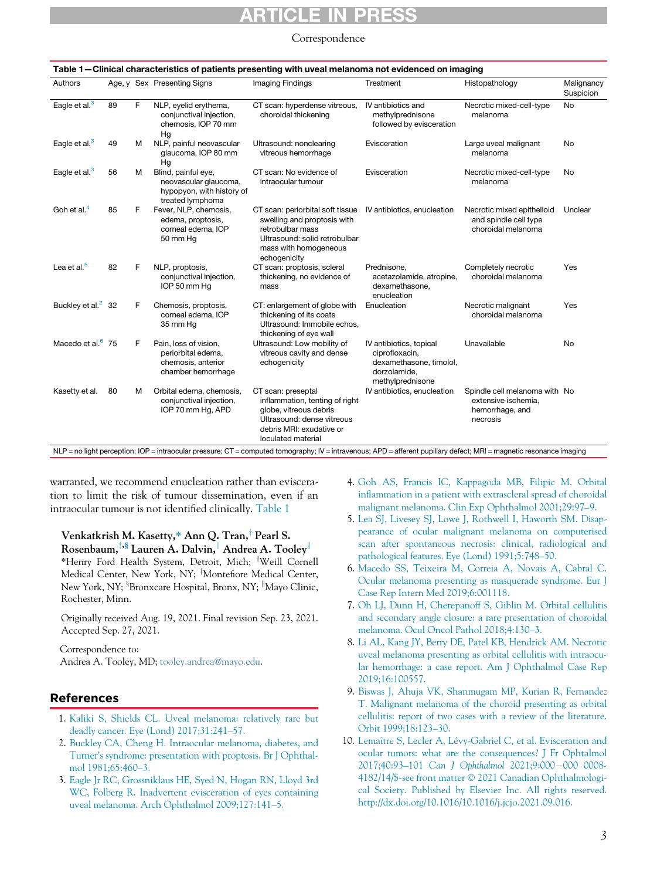**Table 1—Clinical characteristics of patients presenting with uveal melanoma not evidenced on imaging**

| Authors | Age, y | Sex | Presenting Signs | Imaging Findings | Treatment | Histopathology | Malignancy Suspicion |
|---|---|---|---|---|---|---|---|
| Eagle et al.[3] | 89 | F | NLP, eyelid erythema, conjunctival injection, chemosis, IOP 70 mm Hg | CT scan: hyperdense vitreous, choroidal thickening | IV antibiotics and methylprednisone followed by evisceration | Necrotic mixed-cell-type melanoma | No |
| Eagle et al.[3] | 49 | M | NLP, painful neovascular glaucoma, IOP 80 mm Hg | Ultrasound: nonclearing vitreous hemorrhage | Evisceration | Large uveal malignant melanoma | No |
| Eagle et al.[3] | 56 | M | Blind, painful eye, neovascular glaucoma, hypopyon, with history of treated lymphoma | CT scan: No evidence of intraocular tumour | Evisceration | Necrotic mixed-cell-type melanoma | No |
| Goh et al.[4] | 85 | F | Fever, NLP, chemosis, edema, proptosis, corneal edema, IOP 50 mm Hg | CT scan: periorbital soft tissue swelling and proptosis with retrobulbar mass Ultrasound: solid retrobulbar mass with homogeneous echogenicity | IV antibiotics, enucleation | Necrotic mixed epithelioid and spindle cell type choroidal melanoma | Unclear |
| Lea et al.[5] | 82 | F | NLP, proptosis, conjunctival injection, IOP 50 mm Hg | CT scan: proptosis, scleral thickening, no evidence of mass | Prednisone, acetazolamide, atropine, dexamethasone, enucleation | Completely necrotic choroidal melanoma | Yes |
| Buckley et al.[2] | 32 | F | Chemosis, proptosis, corneal edema, IOP 35 mm Hg | CT: enlargement of globe with thickening of its coats Ultrasound: Immobile echos, thickening of eye wall | Enucleation | Necrotic malignant choroidal melanoma | Yes |
| Macedo et al.[6] | 75 | F | Pain, loss of vision, periorbital edema, chemosis, anterior chamber hemorrhage | Ultrasound: Low mobility of vitreous cavity and dense echogenicity | IV antibiotics, topical ciprofloxacin, dexamethasone, timolol, dorzolamide, methylprednisone | Unavailable | No |
| Kasetty et al. | 80 | M | Orbital edema, chemosis, conjunctival injection, IOP 70 mm Hg, APD | CT scan: preseptal inflammation, tenting of right globe, vitreous debris Ultrasound: dense vitreous debris MRI: exudative or loculated material | IV antibiotics, enucleation | Spindle cell melanoma with extensive ischemia, hemorrhage, and necrosis | No |

NLP = no light perception; IOP = intraocular pressure; CT = computed tomography; IV = intravenous; APD = afferent pupillary defect; MRI = magnetic resonance imaging

warranted, we recommend enucleation rather than evisceration to limit the risk of tumour dissemination, even if an intraocular tumour is not identified clinically. Table 1

**Venkatkrish M. Kasetty,\* Ann Q. Tran,† Pearl S. Rosenbaum,‡,§ Lauren A. Dalvin,|| Andrea A. Tooley||**
\*Henry Ford Health System, Detroit, Mich; †Weill Cornell Medical Center, New York, NY; ‡Montefiore Medical Center, New York, NY; §Bronxcare Hospital, Bronx, NY; ||Mayo Clinic, Rochester, Minn.

Originally received Aug. 19, 2021. Final revision Sep. 23, 2021. Accepted Sep. 27, 2021.

Correspondence to:
Andrea A. Tooley, MD; tooley.andrea@mayo.edu.

## References

1. Kaliki S, Shields CL. Uveal melanoma: relatively rare but deadly cancer. Eye (Lond) 2017;31:241–57.
2. Buckley CA, Cheng H. Intraocular melanoma, diabetes, and Turner's syndrome: presentation with proptosis. Br J Ophthalmol 1981;65:460–3.
3. Eagle Jr RC, Grossniklaus HE, Syed N, Hogan RN, Lloyd 3rd WC, Folberg R. Inadvertent evisceration of eyes containing uveal melanoma. Arch Ophthalmol 2009;127:141–5.
4. Goh AS, Francis IC, Kappagoda MB, Filipic M. Orbital inflammation in a patient with extrascleral spread of choroidal malignant melanoma. Clin Exp Ophthalmol 2001;29:97–9.
5. Lea SJ, Livesey SJ, Lowe J, Rothwell I, Haworth SM. Disappearance of ocular malignant melanoma on computerised scan after spontaneous necrosis: clinical, radiological and pathological features. Eye (Lond) 1991;5:748–50.
6. Macedo SS, Teixeira M, Correia A, Novais A, Cabral C. Ocular melanoma presenting as masquerade syndrome. Eur J Case Rep Intern Med 2019;6:001118.
7. Oh LJ, Dunn H, Cherepanoff S, Giblin M. Orbital cellulitis and secondary angle closure: a rare presentation of choroidal melanoma. Ocul Oncol Pathol 2018;4:130–3.
8. Li AL, Kang JY, Berry DE, Patel KB, Hendrick AM. Necrotic uveal melanoma presenting as orbital cellulitis with intraocular hemorrhage: a case report. Am J Ophthalmol Case Rep 2019;16:100557.
9. Biswas J, Ahuja VK, Shanmugam MP, Kurian R, Fernandez T. Malignant melanoma of the choroid presenting as orbital cellulitis: report of two cases with a review of the literature. Orbit 1999;18:123–30.
10. Lemaître S, Lecler A, Lévy-Gabriel C, et al. Evisceration and ocular tumors: what are the consequences? J Fr Ophtalmol 2017;40:93–101

*Can J Ophthalmol* 2021;9:000−000 0008-4182/14/$-see front matter © 2021 Canadian Ophthalmological Society. Published by Elsevier Inc. All rights reserved. http://dx.doi.org/10.1016/10.1016/j.jcjo.2021.09.016.